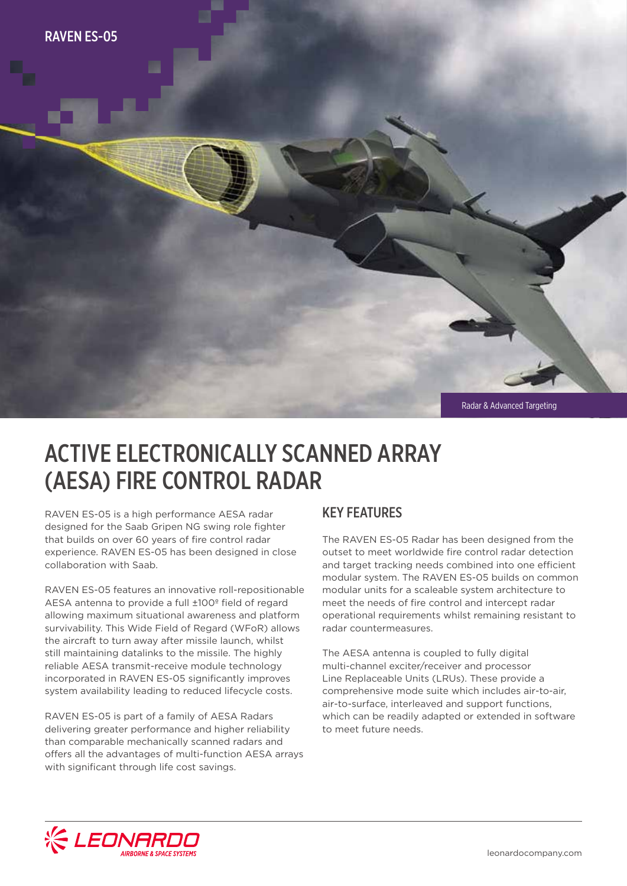RAVEN ES-05

Radar & Advanced Targeting

# ACTIVE ELECTRONICALLY SCANNED ARRAY (AESA) FIRE CONTROL RADAR

RAVEN ES-05 is a high performance AESA radar designed for the Saab Gripen NG swing role fighter that builds on over 60 years of fire control radar experience. RAVEN ES-05 has been designed in close collaboration with Saab.

RAVEN ES-05 features an innovative roll-repositionable AESA antenna to provide a full ±100º field of regard allowing maximum situational awareness and platform survivability. This Wide Field of Regard (WFoR) allows the aircraft to turn away after missile launch, whilst still maintaining datalinks to the missile. The highly reliable AESA transmit-receive module technology incorporated in RAVEN ES-05 significantly improves system availability leading to reduced lifecycle costs.

RAVEN ES-05 is part of a family of AESA Radars delivering greater performance and higher reliability than comparable mechanically scanned radars and offers all the advantages of multi-function AESA arrays with significant through life cost savings.

## KEY FEATURES

The RAVEN ES-05 Radar has been designed from the outset to meet worldwide fire control radar detection and target tracking needs combined into one efficient modular system. The RAVEN ES-05 builds on common modular units for a scaleable system architecture to meet the needs of fire control and intercept radar operational requirements whilst remaining resistant to radar countermeasures.

The AESA antenna is coupled to fully digital multi-channel exciter/receiver and processor Line Replaceable Units (LRUs). These provide a comprehensive mode suite which includes air-to-air, air-to-surface, interleaved and support functions, which can be readily adapted or extended in software to meet future needs.

LEONARDO AIRBORNE & SPACE SYSTEMS

leonardocompany.com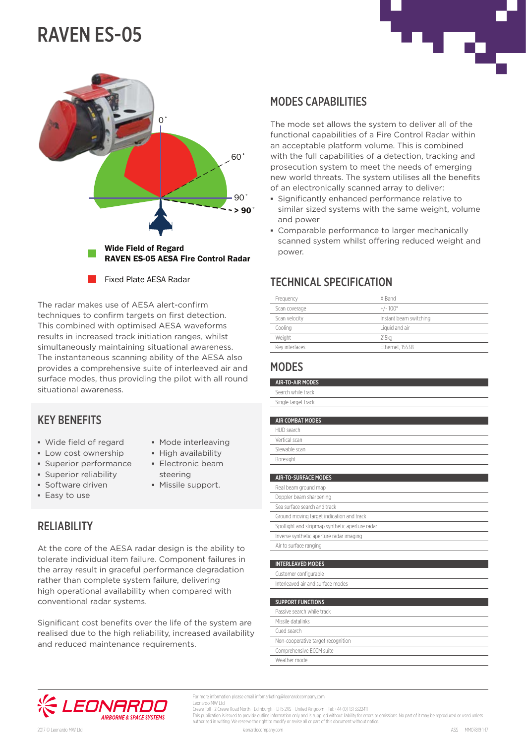# RAVEN ES-05

0˚
60˚
90˚
> 90˚

**Wide Field of Regard**
**RAVEN ES-05 AESA Fire Control Radar**

Fixed Plate AESA Radar

The radar makes use of AESA alert-confirm techniques to confirm targets on first detection. This combined with optimised AESA waveforms results in increased track initiation ranges, whilst simultaneously maintaining situational awareness. The instantaneous scanning ability of the AESA also provides a comprehensive suite of interleaved air and surface modes, thus providing the pilot with all round situational awareness.

## KEY BENEFITS

- Wide field of regard
- Low cost ownership
- Superior performance
- Superior reliability
- Software driven
- Easy to use
- Mode interleaving
- High availability
- Electronic beam steering
- Missile support.

## RELIABILITY

At the core of the AESA radar design is the ability to tolerate individual item failure. Component failures in the array result in graceful performance degradation rather than complete system failure, delivering high operational availability when compared with conventional radar systems.

Significant cost benefits over the life of the system are realised due to the high reliability, increased availability and reduced maintenance requirements.

## MODES CAPABILITIES

The mode set allows the system to deliver all of the functional capabilities of a Fire Control Radar within an acceptable platform volume. This is combined with the full capabilities of a detection, tracking and prosecution system to meet the needs of emerging new world threats. The system utilises all the benefits of an electronically scanned array to deliver:

- Significantly enhanced performance relative to similar sized systems with the same weight, volume and power
- Comparable performance to larger mechanically scanned system whilst offering reduced weight and power.

## TECHNICAL SPECIFICATION

| | |
|---|---|
| Frequency | X Band |
| Scan coverage | +/- 100° |
| Scan velocity | Instant beam switching |
| Cooling | Liquid and air |
| Weight | 215kg |
| Key interfaces | Ethernet, 1553B |

## MODES

| AIR-TO-AIR MODES |
|---|
| Search while track |
| Single target track |

| AIR COMBAT MODES |
|---|
| HUD search |
| Vertical scan |
| Slewable scan |
| Boresight |

| AIR-TO-SURFACE MODES |
|---|
| Real beam ground map |
| Doppler beam sharpening |
| Sea surface search and track |
| Ground moving target indication and track |
| Spotlight and stripmap synthetic aperture radar |
| Inverse synthetic aperture radar imaging |
| Air to surface ranging |

| INTERLEAVED MODES |
|---|
| Customer configurable |
| Interleaved air and surface modes |

| SUPPORT FUNCTIONS |
|---|
| Passive search while track |
| Missile datalinks |
| Cued search |
| Non-cooperative target recognition |
| Comprehensive ECCM suite |
| Weather mode |

LEONARDO
AIRBORNE & SPACE SYSTEMS

For more information please email infomarketing@leonardocompany.com
Leonardo MW Ltd
Crewe Toll - 2 Crewe Road North - Edinburgh - EH5 2XS - United Kingdom - Tel: +44 (0) 131 3322411
This publication is issued to provide outline information only and is supplied without liability for errors or omissions. No part of it may be reproduced or used unless authorised in writing. We reserve the right to modify or revise all or part of this document without notice.

2017 © Leonardo MW Ltd
leonardocompany.com
ASS MM07819 1-17